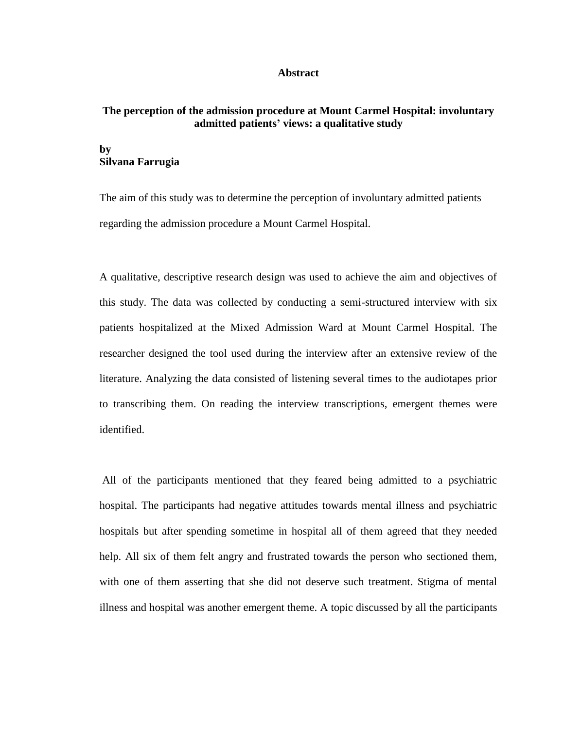# Abstract

## The perception of the admission procedure at Mount Carmel Hospital: involuntary admitted patients' views: a qualitative study

**by**
**Silvana Farrugia**

The aim of this study was to determine the perception of involuntary admitted patients regarding the admission procedure a Mount Carmel Hospital.

A qualitative, descriptive research design was used to achieve the aim and objectives of this study. The data was collected by conducting a semi-structured interview with six patients hospitalized at the Mixed Admission Ward at Mount Carmel Hospital. The researcher designed the tool used during the interview after an extensive review of the literature. Analyzing the data consisted of listening several times to the audiotapes prior to transcribing them. On reading the interview transcriptions, emergent themes were identified.

All of the participants mentioned that they feared being admitted to a psychiatric hospital. The participants had negative attitudes towards mental illness and psychiatric hospitals but after spending sometime in hospital all of them agreed that they needed help. All six of them felt angry and frustrated towards the person who sectioned them, with one of them asserting that she did not deserve such treatment. Stigma of mental illness and hospital was another emergent theme. A topic discussed by all the participants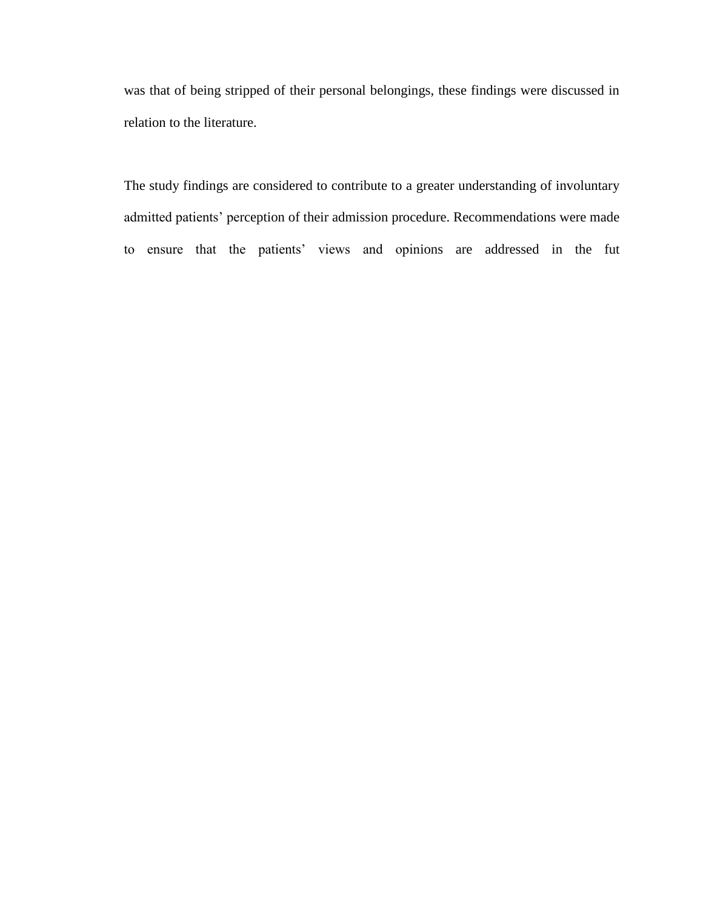was that of being stripped of their personal belongings, these findings were discussed in relation to the literature.

The study findings are considered to contribute to a greater understanding of involuntary admitted patients' perception of their admission procedure. Recommendations were made to ensure that the patients' views and opinions are addressed in the fut